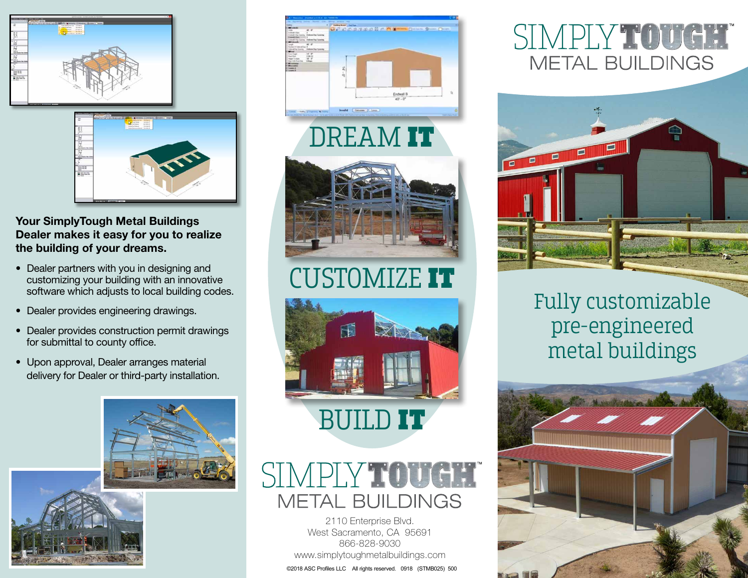**Your SimplyTough Metal Buildings Dealer makes it easy for you to realize the building of your dreams.**

- Dealer partners with you in designing and customizing your building with an innovative software which adjusts to local building codes.
- Dealer provides engineering drawings.
- Dealer provides construction permit drawings for submittal to county office.
- Upon approval, Dealer arranges material delivery for Dealer or third-party installation.

## DREAM **IT**

## CUSTOMIZE **IT**

## BUILD **IT**

SIMPLY **TOUGH**™
METAL BUILDINGS

2110 Enterprise Blvd.
West Sacramento, CA 95691
866-828-9030
www.simplytoughmetalbuildings.com

©2018 ASC Profiles LLC All rights reserved. 0918 (STMB025) 500

# SIMPLY **TOUGH**™
## METAL BUILDINGS

## Fully customizable pre-engineered metal buildings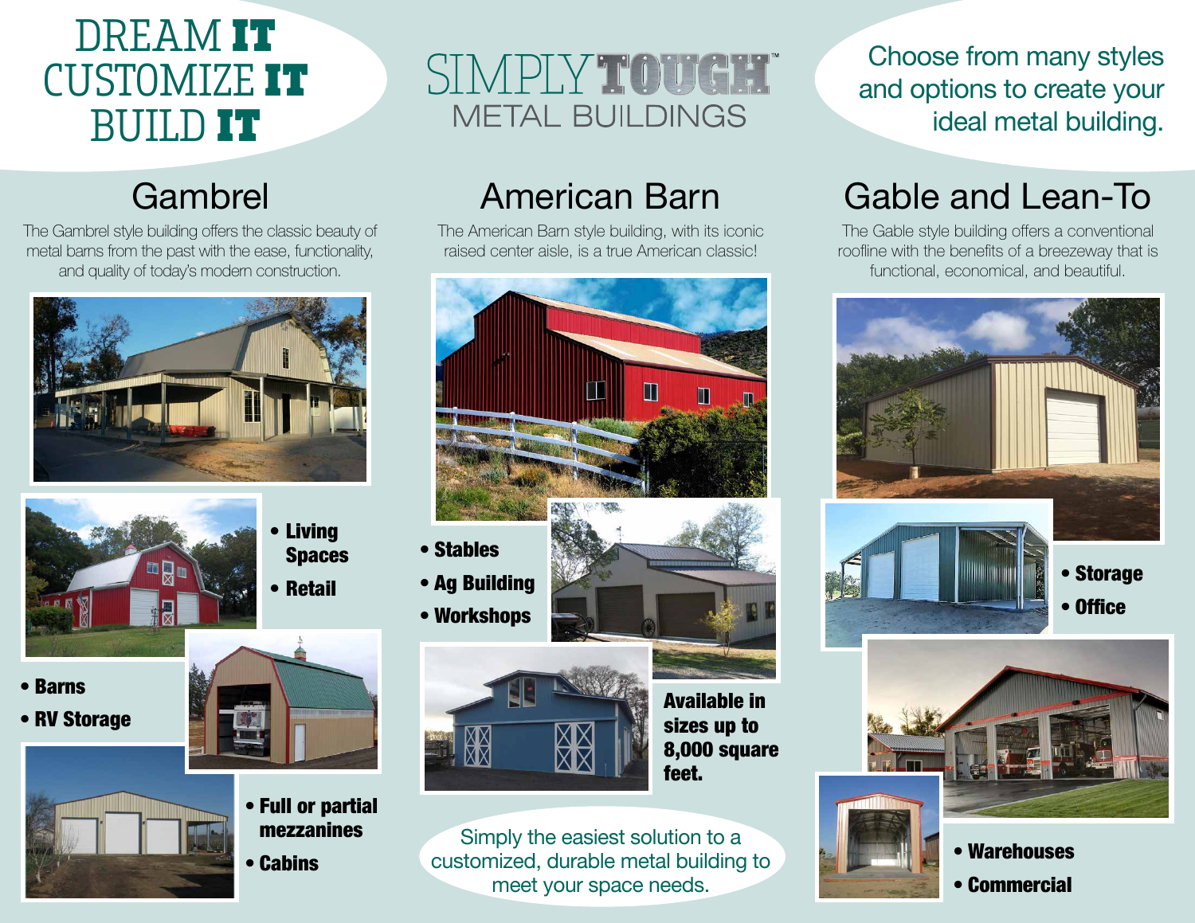DREAM **IT**
CUSTOMIZE **IT**
BUILD **IT**

SIMPLY **TOUGH**™
METAL BUILDINGS

Choose from many styles and options to create your ideal metal building.

## Gambrel

The Gambrel style building offers the classic beauty of metal barns from the past with the ease, functionality, and quality of today's modern construction.

- **Living Spaces**
- **Retail**

- **Barns**
- **RV Storage**

- **Full or partial mezzanines**
- **Cabins**

## American Barn

The American Barn style building, with its iconic raised center aisle, is a true American classic!

- **Stables**
- **Ag Building**
- **Workshops**

**Available in sizes up to 8,000 square feet.**

Simply the easiest solution to a customized, durable metal building to meet your space needs.

## Gable and Lean-To

The Gable style building offers a conventional roofline with the benefits of a breezeway that is functional, economical, and beautiful.

- **Storage**
- **Office**

- **Warehouses**
- **Commercial**